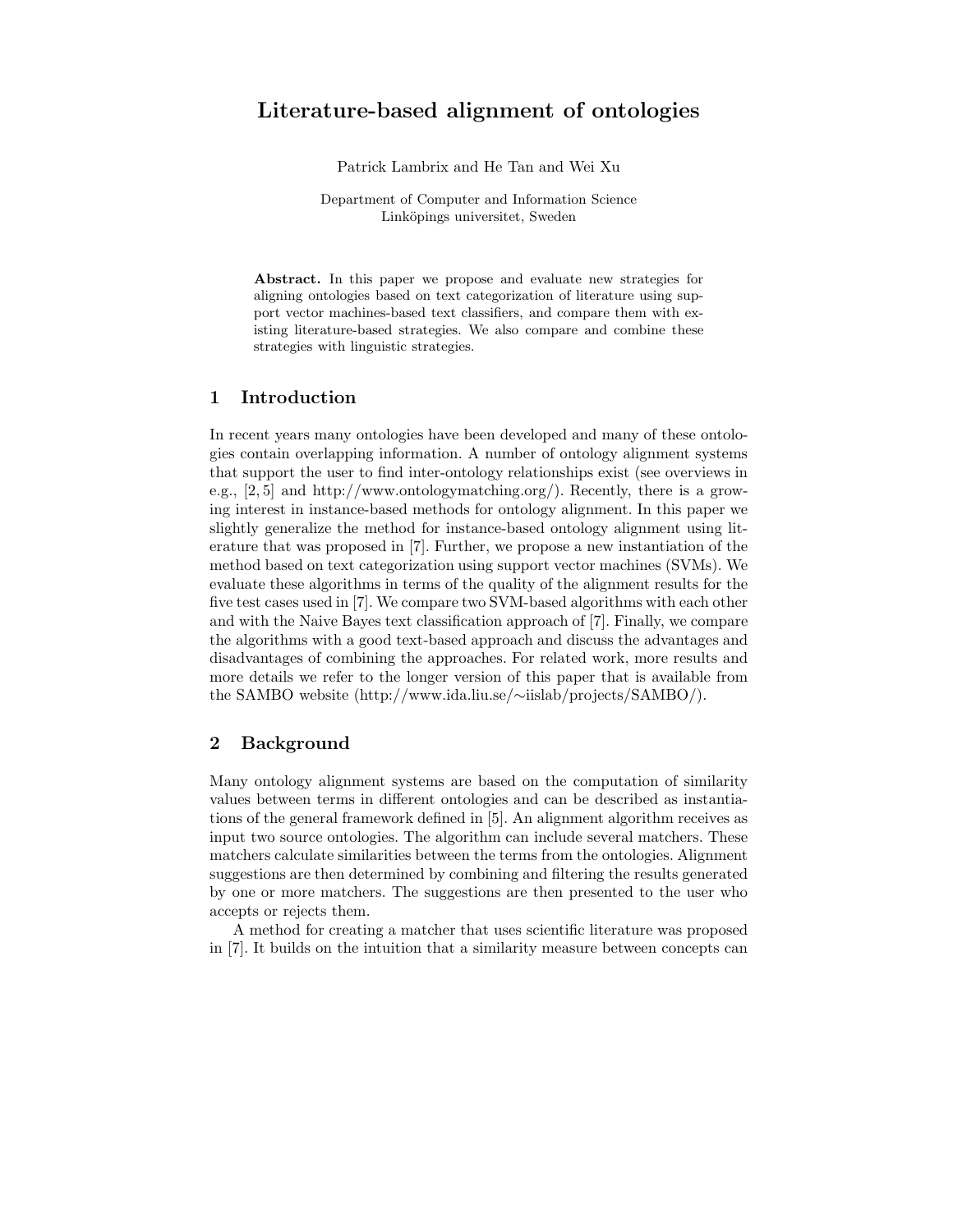# Literature-based alignment of ontologies

Patrick Lambrix and He Tan and Wei Xu

Department of Computer and Information Science
Linköpings universitet, Sweden

**Abstract.** In this paper we propose and evaluate new strategies for aligning ontologies based on text categorization of literature using support vector machines-based text classifiers, and compare them with existing literature-based strategies. We also compare and combine these strategies with linguistic strategies.

## 1 Introduction

In recent years many ontologies have been developed and many of these ontologies contain overlapping information. A number of ontology alignment systems that support the user to find inter-ontology relationships exist (see overviews in e.g., [2, 5] and http://www.ontologymatching.org/). Recently, there is a growing interest in instance-based methods for ontology alignment. In this paper we slightly generalize the method for instance-based ontology alignment using literature that was proposed in [7]. Further, we propose a new instantiation of the method based on text categorization using support vector machines (SVMs). We evaluate these algorithms in terms of the quality of the alignment results for the five test cases used in [7]. We compare two SVM-based algorithms with each other and with the Naive Bayes text classification approach of [7]. Finally, we compare the algorithms with a good text-based approach and discuss the advantages and disadvantages of combining the approaches. For related work, more results and more details we refer to the longer version of this paper that is available from the SAMBO website (http://www.ida.liu.se/∼iislab/projects/SAMBO/).

## 2 Background

Many ontology alignment systems are based on the computation of similarity values between terms in different ontologies and can be described as instantiations of the general framework defined in [5]. An alignment algorithm receives as input two source ontologies. The algorithm can include several matchers. These matchers calculate similarities between the terms from the ontologies. Alignment suggestions are then determined by combining and filtering the results generated by one or more matchers. The suggestions are then presented to the user who accepts or rejects them.

A method for creating a matcher that uses scientific literature was proposed in [7]. It builds on the intuition that a similarity measure between concepts can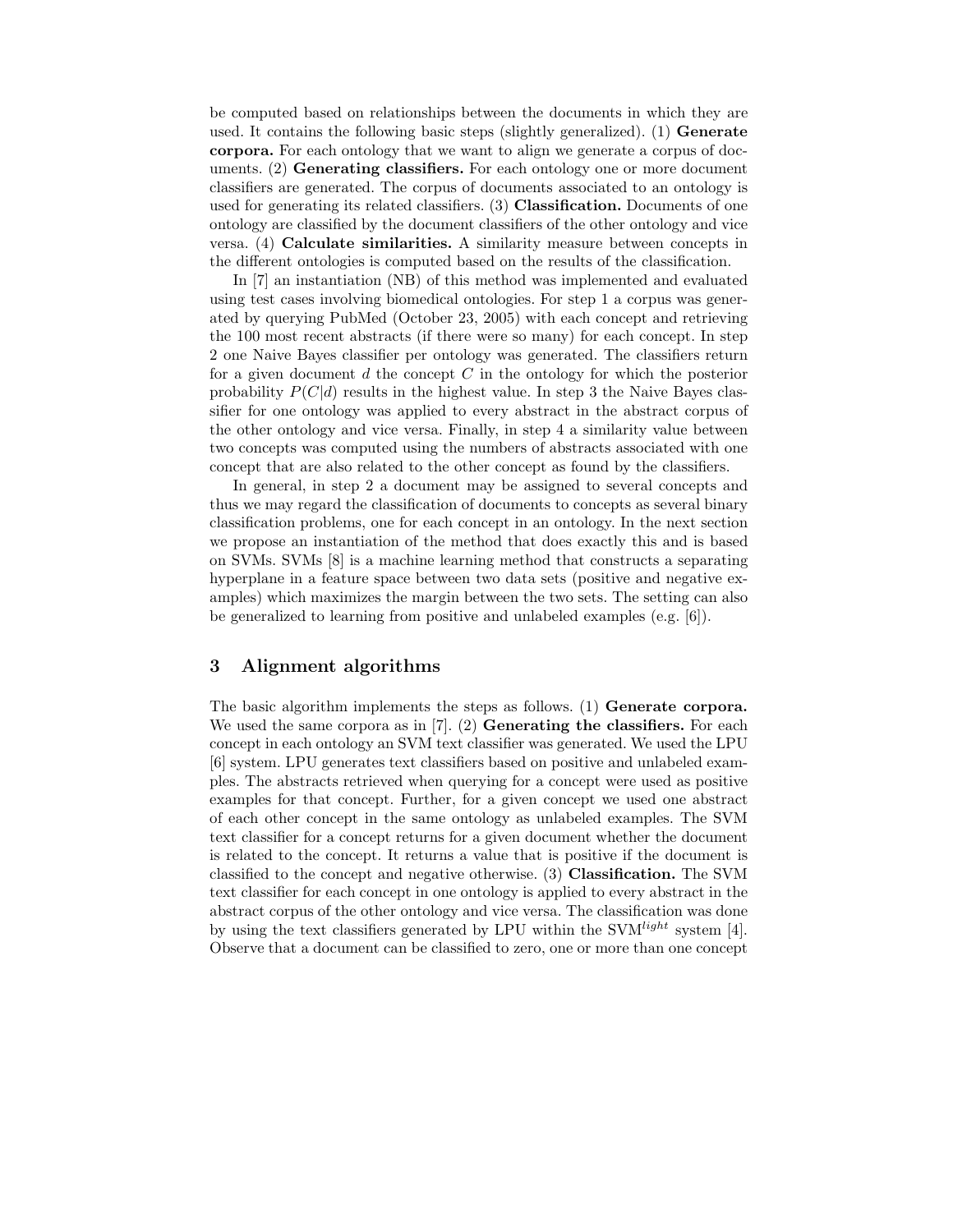be computed based on relationships between the documents in which they are used. It contains the following basic steps (slightly generalized). (1) **Generate corpora.** For each ontology that we want to align we generate a corpus of documents. (2) **Generating classifiers.** For each ontology one or more document classifiers are generated. The corpus of documents associated to an ontology is used for generating its related classifiers. (3) **Classification.** Documents of one ontology are classified by the document classifiers of the other ontology and vice versa. (4) **Calculate similarities.** A similarity measure between concepts in the different ontologies is computed based on the results of the classification.

In [7] an instantiation (NB) of this method was implemented and evaluated using test cases involving biomedical ontologies. For step 1 a corpus was generated by querying PubMed (October 23, 2005) with each concept and retrieving the 100 most recent abstracts (if there were so many) for each concept. In step 2 one Naive Bayes classifier per ontology was generated. The classifiers return for a given document $d$ the concept $C$ in the ontology for which the posterior probability $P(C|d)$ results in the highest value. In step 3 the Naive Bayes classifier for one ontology was applied to every abstract in the abstract corpus of the other ontology and vice versa. Finally, in step 4 a similarity value between two concepts was computed using the numbers of abstracts associated with one concept that are also related to the other concept as found by the classifiers.

In general, in step 2 a document may be assigned to several concepts and thus we may regard the classification of documents to concepts as several binary classification problems, one for each concept in an ontology. In the next section we propose an instantiation of the method that does exactly this and is based on SVMs. SVMs [8] is a machine learning method that constructs a separating hyperplane in a feature space between two data sets (positive and negative examples) which maximizes the margin between the two sets. The setting can also be generalized to learning from positive and unlabeled examples (e.g. [6]).

## 3 Alignment algorithms

The basic algorithm implements the steps as follows. (1) **Generate corpora.** We used the same corpora as in [7]. (2) **Generating the classifiers.** For each concept in each ontology an SVM text classifier was generated. We used the LPU [6] system. LPU generates text classifiers based on positive and unlabeled examples. The abstracts retrieved when querying for a concept were used as positive examples for that concept. Further, for a given concept we used one abstract of each other concept in the same ontology as unlabeled examples. The SVM text classifier for a concept returns for a given document whether the document is related to the concept. It returns a value that is positive if the document is classified to the concept and negative otherwise. (3) **Classification.** The SVM text classifier for each concept in one ontology is applied to every abstract in the abstract corpus of the other ontology and vice versa. The classification was done by using the text classifiers generated by LPU within the SVM$^{light}$ system [4]. Observe that a document can be classified to zero, one or more than one concept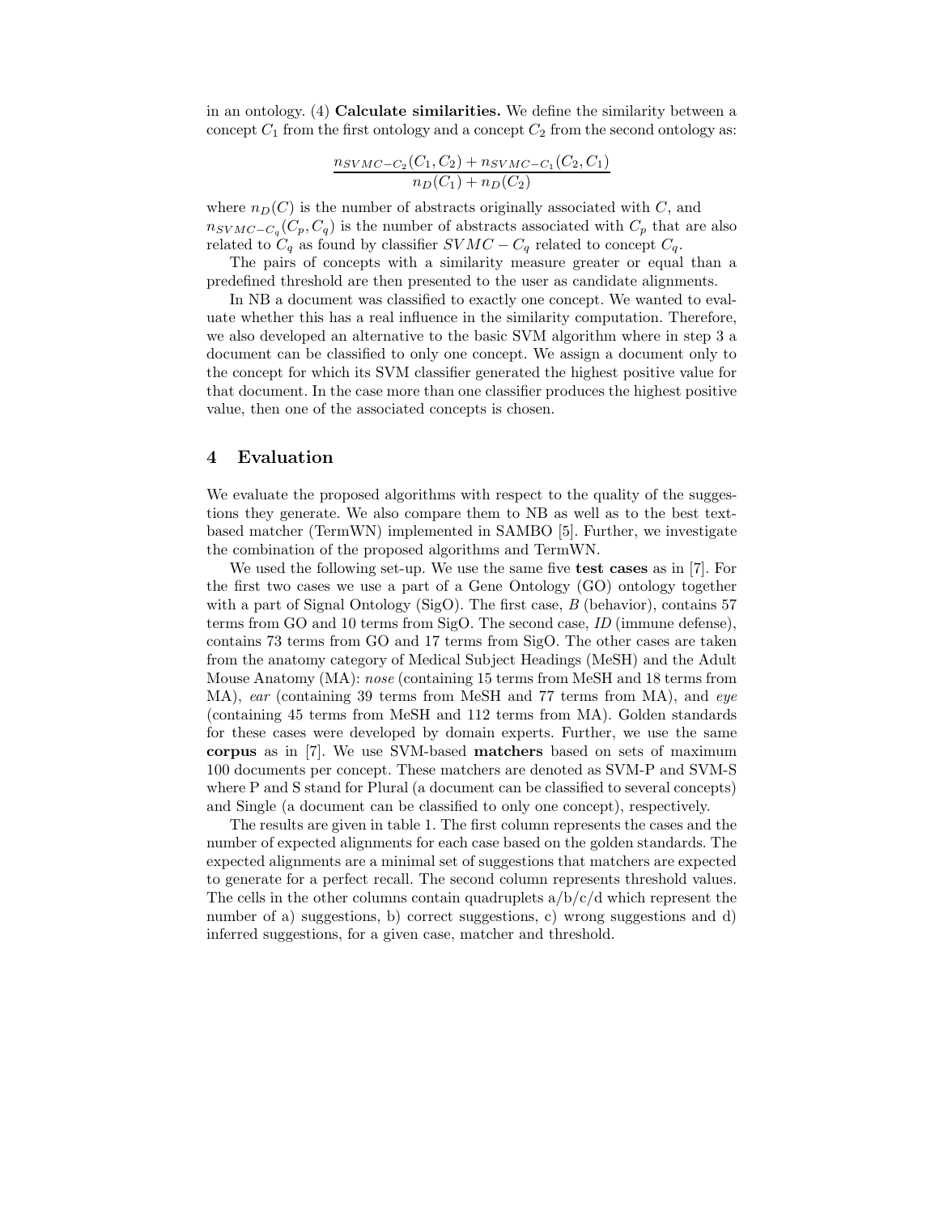in an ontology. (4) **Calculate similarities.** We define the similarity between a concept $C_1$ from the first ontology and a concept $C_2$ from the second ontology as:

$$\frac{n_{SVMC-C_2}(C_1, C_2) + n_{SVMC-C_1}(C_2, C_1)}{n_D(C_1) + n_D(C_2)}$$

where $n_D(C)$ is the number of abstracts originally associated with $C$, and $n_{SVMC-C_q}(C_p, C_q)$ is the number of abstracts associated with $C_p$ that are also related to $C_q$ as found by classifier $SVMC - C_q$ related to concept $C_q$.

The pairs of concepts with a similarity measure greater or equal than a predefined threshold are then presented to the user as candidate alignments.

In NB a document was classified to exactly one concept. We wanted to evaluate whether this has a real influence in the similarity computation. Therefore, we also developed an alternative to the basic SVM algorithm where in step 3 a document can be classified to only one concept. We assign a document only to the concept for which its SVM classifier generated the highest positive value for that document. In the case more than one classifier produces the highest positive value, then one of the associated concepts is chosen.

## 4 Evaluation

We evaluate the proposed algorithms with respect to the quality of the suggestions they generate. We also compare them to NB as well as to the best text-based matcher (TermWN) implemented in SAMBO [5]. Further, we investigate the combination of the proposed algorithms and TermWN.

We used the following set-up. We use the same five **test cases** as in [7]. For the first two cases we use a part of a Gene Ontology (GO) ontology together with a part of Signal Ontology (SigO). The first case, *B* (behavior), contains 57 terms from GO and 10 terms from SigO. The second case, *ID* (immune defense), contains 73 terms from GO and 17 terms from SigO. The other cases are taken from the anatomy category of Medical Subject Headings (MeSH) and the Adult Mouse Anatomy (MA): *nose* (containing 15 terms from MeSH and 18 terms from MA), *ear* (containing 39 terms from MeSH and 77 terms from MA), and *eye* (containing 45 terms from MeSH and 112 terms from MA). Golden standards for these cases were developed by domain experts. Further, we use the same **corpus** as in [7]. We use SVM-based **matchers** based on sets of maximum 100 documents per concept. These matchers are denoted as SVM-P and SVM-S where P and S stand for Plural (a document can be classified to several concepts) and Single (a document can be classified to only one concept), respectively.

The results are given in table 1. The first column represents the cases and the number of expected alignments for each case based on the golden standards. The expected alignments are a minimal set of suggestions that matchers are expected to generate for a perfect recall. The second column represents threshold values. The cells in the other columns contain quadruplets a/b/c/d which represent the number of a) suggestions, b) correct suggestions, c) wrong suggestions and d) inferred suggestions, for a given case, matcher and threshold.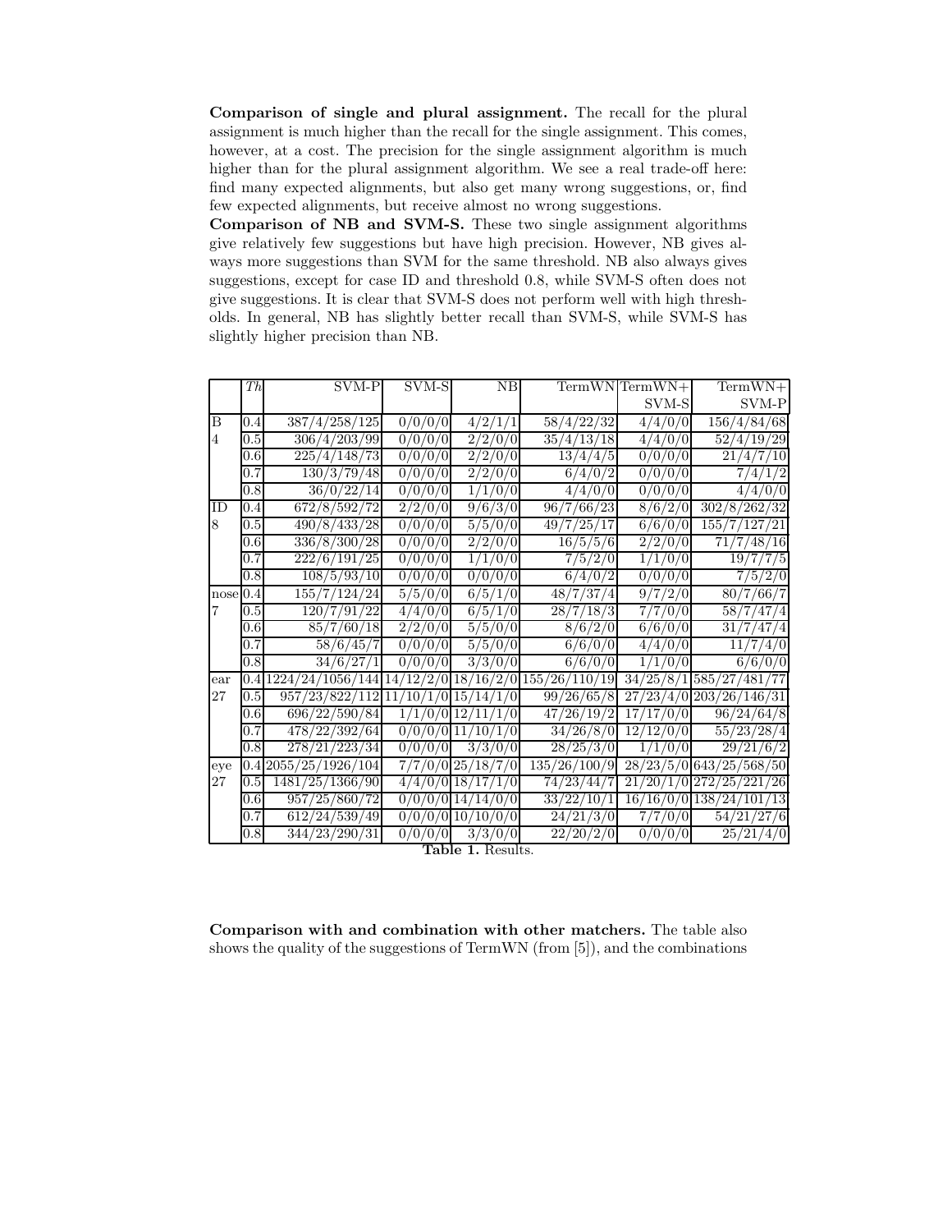**Comparison of single and plural assignment.** The recall for the plural assignment is much higher than the recall for the single assignment. This comes, however, at a cost. The precision for the single assignment algorithm is much higher than for the plural assignment algorithm. We see a real trade-off here: find many expected alignments, but also get many wrong suggestions, or, find few expected alignments, but receive almost no wrong suggestions.

**Comparison of NB and SVM-S.** These two single assignment algorithms give relatively few suggestions but have high precision. However, NB gives always more suggestions than SVM for the same threshold. NB also always gives suggestions, except for case ID and threshold 0.8, while SVM-S often does not give suggestions. It is clear that SVM-S does not perform well with high thresholds. In general, NB has slightly better recall than SVM-S, while SVM-S has slightly higher precision than NB.

| | *Th* | SVM-P | SVM-S | NB | TermWN | TermWN+ SVM-S | TermWN+ SVM-P |
|---|---|---|---|---|---|---|---|
| B 4 | 0.4 | 387/4/258/125 | 0/0/0/0 | 4/2/1/1 | 58/4/22/32 | 4/4/0/0 | 156/4/84/68 |
| | 0.5 | 306/4/203/99 | 0/0/0/0 | 2/2/0/0 | 35/4/13/18 | 4/4/0/0 | 52/4/19/29 |
| | 0.6 | 225/4/148/73 | 0/0/0/0 | 2/2/0/0 | 13/4/4/5 | 0/0/0/0 | 21/4/7/10 |
| | 0.7 | 130/3/79/48 | 0/0/0/0 | 2/2/0/0 | 6/4/0/2 | 0/0/0/0 | 7/4/1/2 |
| | 0.8 | 36/0/22/14 | 0/0/0/0 | 1/1/0/0 | 4/4/0/0 | 0/0/0/0 | 4/4/0/0 |
| ID 8 | 0.4 | 672/8/592/72 | 2/2/0/0 | 9/6/3/0 | 96/7/66/23 | 8/6/2/0 | 302/8/262/32 |
| | 0.5 | 490/8/433/28 | 0/0/0/0 | 5/5/0/0 | 49/7/25/17 | 6/6/0/0 | 155/7/127/21 |
| | 0.6 | 336/8/300/28 | 0/0/0/0 | 2/2/0/0 | 16/5/5/6 | 2/2/0/0 | 71/7/48/16 |
| | 0.7 | 222/6/191/25 | 0/0/0/0 | 1/1/0/0 | 7/5/2/0 | 1/1/0/0 | 19/7/7/5 |
| | 0.8 | 108/5/93/10 | 0/0/0/0 | 0/0/0/0 | 6/4/0/2 | 0/0/0/0 | 7/5/2/0 |
| nose 7 | 0.4 | 155/7/124/24 | 5/5/0/0 | 6/5/1/0 | 48/7/37/4 | 9/7/2/0 | 80/7/66/7 |
| | 0.5 | 120/7/91/22 | 4/4/0/0 | 6/5/1/0 | 28/7/18/3 | 7/7/0/0 | 58/7/47/4 |
| | 0.6 | 85/7/60/18 | 2/2/0/0 | 5/5/0/0 | 8/6/2/0 | 6/6/0/0 | 31/7/47/4 |
| | 0.7 | 58/6/45/7 | 0/0/0/0 | 5/5/0/0 | 6/6/0/0 | 4/4/0/0 | 11/7/4/0 |
| | 0.8 | 34/6/27/1 | 0/0/0/0 | 3/3/0/0 | 6/6/0/0 | 1/1/0/0 | 6/6/0/0 |
| ear 27 | 0.4 | 1224/24/1056/144 | 14/12/2/0 | 18/16/2/0 | 155/26/110/19 | 34/25/8/1 | 585/27/481/77 |
| | 0.5 | 957/23/822/112 | 11/10/1/0 | 15/14/1/0 | 99/26/65/8 | 27/23/4/0 | 203/26/146/31 |
| | 0.6 | 696/22/590/84 | 1/1/0/0 | 12/11/1/0 | 47/26/19/2 | 17/17/0/0 | 96/24/64/8 |
| | 0.7 | 478/22/392/64 | 0/0/0/0 | 11/10/1/0 | 34/26/8/0 | 12/12/0/0 | 55/23/28/4 |
| | 0.8 | 278/21/223/34 | 0/0/0/0 | 3/3/0/0 | 28/25/3/0 | 1/1/0/0 | 29/21/6/2 |
| eye 27 | 0.4 | 2055/25/1926/104 | 7/7/0/0 | 25/18/7/0 | 135/26/100/9 | 28/23/5/0 | 643/25/568/50 |
| | 0.5 | 1481/25/1366/90 | 4/4/0/0 | 18/17/1/0 | 74/23/44/7 | 21/20/1/0 | 272/25/221/26 |
| | 0.6 | 957/25/860/72 | 0/0/0/0 | 14/14/0/0 | 33/22/10/1 | 16/16/0/0 | 138/24/101/13 |
| | 0.7 | 612/24/539/49 | 0/0/0/0 | 10/10/0/0 | 24/21/3/0 | 7/7/0/0 | 54/21/27/6 |
| | 0.8 | 344/23/290/31 | 0/0/0/0 | 3/3/0/0 | 22/20/2/0 | 0/0/0/0 | 25/21/4/0 |

**Table 1.** Results.

**Comparison with and combination with other matchers.** The table also shows the quality of the suggestions of TermWN (from [5]), and the combinations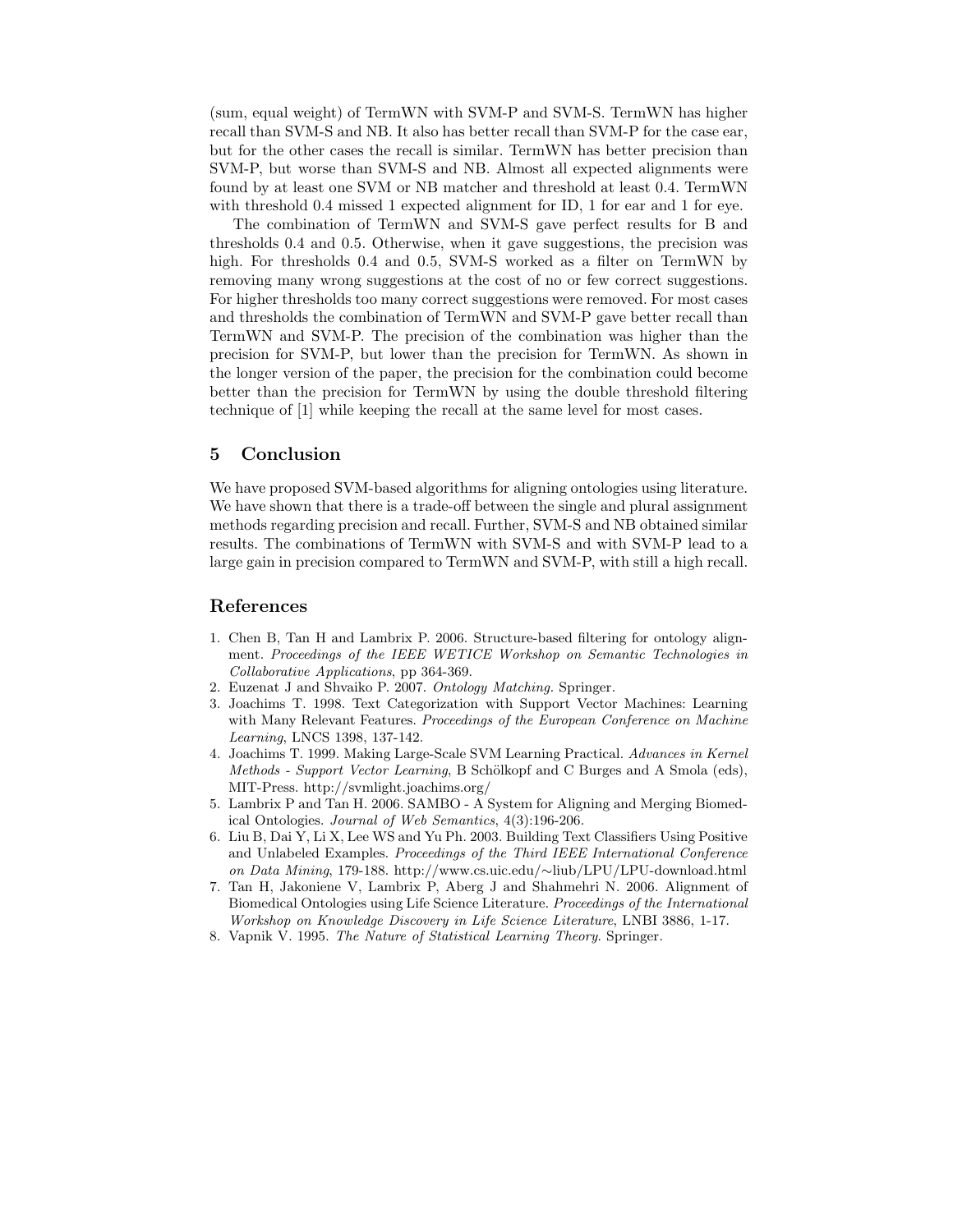(sum, equal weight) of TermWN with SVM-P and SVM-S. TermWN has higher recall than SVM-S and NB. It also has better recall than SVM-P for the case ear, but for the other cases the recall is similar. TermWN has better precision than SVM-P, but worse than SVM-S and NB. Almost all expected alignments were found by at least one SVM or NB matcher and threshold at least 0.4. TermWN with threshold 0.4 missed 1 expected alignment for ID, 1 for ear and 1 for eye.

The combination of TermWN and SVM-S gave perfect results for B and thresholds 0.4 and 0.5. Otherwise, when it gave suggestions, the precision was high. For thresholds 0.4 and 0.5, SVM-S worked as a filter on TermWN by removing many wrong suggestions at the cost of no or few correct suggestions. For higher thresholds too many correct suggestions were removed. For most cases and thresholds the combination of TermWN and SVM-P gave better recall than TermWN and SVM-P. The precision of the combination was higher than the precision for SVM-P, but lower than the precision for TermWN. As shown in the longer version of the paper, the precision for the combination could become better than the precision for TermWN by using the double threshold filtering technique of [1] while keeping the recall at the same level for most cases.

## 5 Conclusion

We have proposed SVM-based algorithms for aligning ontologies using literature. We have shown that there is a trade-off between the single and plural assignment methods regarding precision and recall. Further, SVM-S and NB obtained similar results. The combinations of TermWN with SVM-S and with SVM-P lead to a large gain in precision compared to TermWN and SVM-P, with still a high recall.

## References

1. Chen B, Tan H and Lambrix P. 2006. Structure-based filtering for ontology alignment. *Proceedings of the IEEE WETICE Workshop on Semantic Technologies in Collaborative Applications*, pp 364-369.
2. Euzenat J and Shvaiko P. 2007. *Ontology Matching*. Springer.
3. Joachims T. 1998. Text Categorization with Support Vector Machines: Learning with Many Relevant Features. *Proceedings of the European Conference on Machine Learning*, LNCS 1398, 137-142.
4. Joachims T. 1999. Making Large-Scale SVM Learning Practical. *Advances in Kernel Methods - Support Vector Learning*, B Schölkopf and C Burges and A Smola (eds), MIT-Press. http://svmlight.joachims.org/
5. Lambrix P and Tan H. 2006. SAMBO - A System for Aligning and Merging Biomedical Ontologies. *Journal of Web Semantics*, 4(3):196-206.
6. Liu B, Dai Y, Li X, Lee WS and Yu Ph. 2003. Building Text Classifiers Using Positive and Unlabeled Examples. *Proceedings of the Third IEEE International Conference on Data Mining*, 179-188. http://www.cs.uic.edu/∼liub/LPU/LPU-download.html
7. Tan H, Jakoniene V, Lambrix P, Aberg J and Shahmehri N. 2006. Alignment of Biomedical Ontologies using Life Science Literature. *Proceedings of the International Workshop on Knowledge Discovery in Life Science Literature*, LNBI 3886, 1-17.
8. Vapnik V. 1995. *The Nature of Statistical Learning Theory*. Springer.